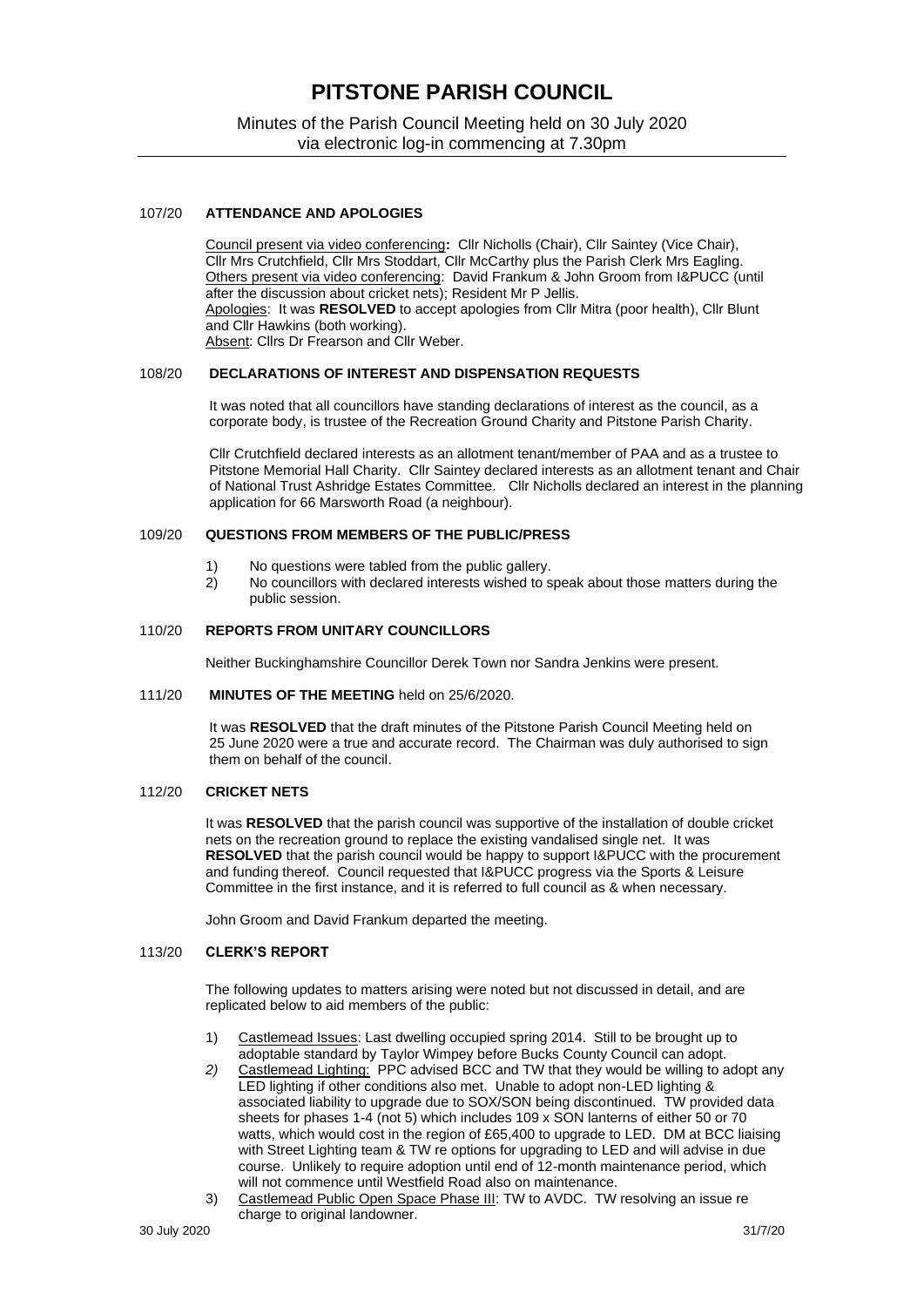# PITSTONE PARISH COUNCIL

Minutes of the Parish Council Meeting held on 30 July 2020
via electronic log-in commencing at 7.30pm

---

107/20 **ATTENDANCE AND APOLOGIES**

Council present via video conferencing**:** Cllr Nicholls (Chair), Cllr Saintey (Vice Chair), Cllr Mrs Crutchfield, Cllr Mrs Stoddart, Cllr McCarthy plus the Parish Clerk Mrs Eagling.
Others present via video conferencing: David Frankum & John Groom from I&PUCC (until after the discussion about cricket nets); Resident Mr P Jellis.
Apologies: It was **RESOLVED** to accept apologies from Cllr Mitra (poor health), Cllr Blunt and Cllr Hawkins (both working).
Absent: Cllrs Dr Frearson and Cllr Weber.

108/20 **DECLARATIONS OF INTEREST AND DISPENSATION REQUESTS**

It was noted that all councillors have standing declarations of interest as the council, as a corporate body, is trustee of the Recreation Ground Charity and Pitstone Parish Charity.

Cllr Crutchfield declared interests as an allotment tenant/member of PAA and as a trustee to Pitstone Memorial Hall Charity. Cllr Saintey declared interests as an allotment tenant and Chair of National Trust Ashridge Estates Committee. Cllr Nicholls declared an interest in the planning application for 66 Marsworth Road (a neighbour).

109/20 **QUESTIONS FROM MEMBERS OF THE PUBLIC/PRESS**

1) No questions were tabled from the public gallery.
2) No councillors with declared interests wished to speak about those matters during the public session.

110/20 **REPORTS FROM UNITARY COUNCILLORS**

Neither Buckinghamshire Councillor Derek Town nor Sandra Jenkins were present.

111/20 **MINUTES OF THE MEETING** held on 25/6/2020.

It was **RESOLVED** that the draft minutes of the Pitstone Parish Council Meeting held on 25 June 2020 were a true and accurate record. The Chairman was duly authorised to sign them on behalf of the council.

112/20 **CRICKET NETS**

It was **RESOLVED** that the parish council was supportive of the installation of double cricket nets on the recreation ground to replace the existing vandalised single net. It was **RESOLVED** that the parish council would be happy to support I&PUCC with the procurement and funding thereof. Council requested that I&PUCC progress via the Sports & Leisure Committee in the first instance, and it is referred to full council as & when necessary.

John Groom and David Frankum departed the meeting.

113/20 **CLERK'S REPORT**

The following updates to matters arising were noted but not discussed in detail, and are replicated below to aid members of the public:

1) Castlemead Issues: Last dwelling occupied spring 2014. Still to be brought up to adoptable standard by Taylor Wimpey before Bucks County Council can adopt.
2) Castlemead Lighting: PPC advised BCC and TW that they would be willing to adopt any LED lighting if other conditions also met. Unable to adopt non-LED lighting & associated liability to upgrade due to SOX/SON being discontinued. TW provided data sheets for phases 1-4 (not 5) which includes 109 x SON lanterns of either 50 or 70 watts, which would cost in the region of £65,400 to upgrade to LED. DM at BCC liaising with Street Lighting team & TW re options for upgrading to LED and will advise in due course. Unlikely to require adoption until end of 12-month maintenance period, which will not commence until Westfield Road also on maintenance.
3) Castlemead Public Open Space Phase III: TW to AVDC. TW resolving an issue re charge to original landowner.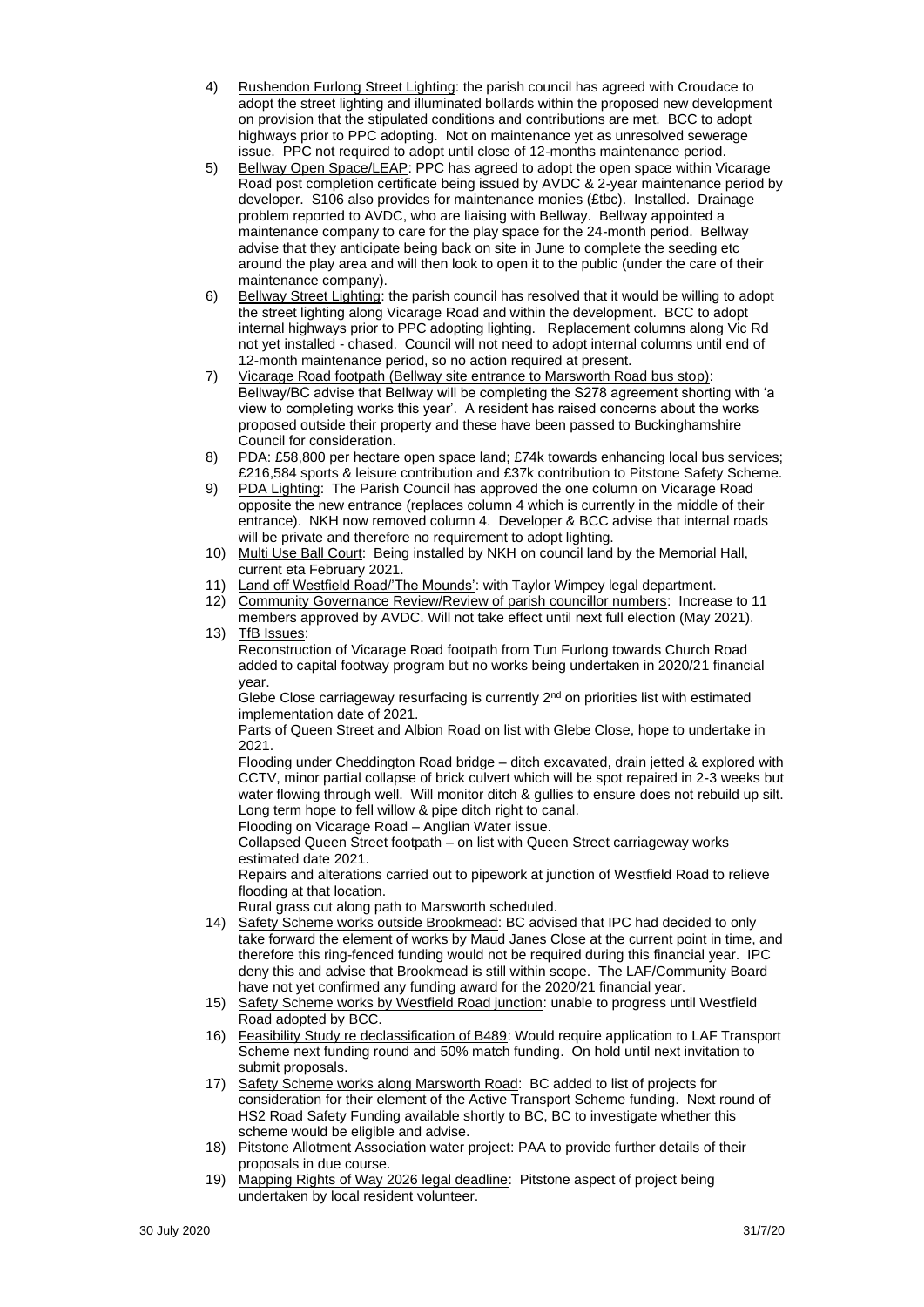4) <u>Rushendon Furlong Street Lighting</u>: the parish council has agreed with Croudace to adopt the street lighting and illuminated bollards within the proposed new development on provision that the stipulated conditions and contributions are met. BCC to adopt highways prior to PPC adopting. Not on maintenance yet as unresolved sewerage issue. PPC not required to adopt until close of 12-months maintenance period.
5) <u>Bellway Open Space/LEAP</u>: PPC has agreed to adopt the open space within Vicarage Road post completion certificate being issued by AVDC & 2-year maintenance period by developer. S106 also provides for maintenance monies (£tbc). Installed. Drainage problem reported to AVDC, who are liaising with Bellway. Bellway appointed a maintenance company to care for the play space for the 24-month period. Bellway advise that they anticipate being back on site in June to complete the seeding etc around the play area and will then look to open it to the public (under the care of their maintenance company).
6) <u>Bellway Street Lighting</u>: the parish council has resolved that it would be willing to adopt the street lighting along Vicarage Road and within the development. BCC to adopt internal highways prior to PPC adopting lighting. Replacement columns along Vic Rd not yet installed - chased. Council will not need to adopt internal columns until end of 12-month maintenance period, so no action required at present.
7) <u>Vicarage Road footpath (Bellway site entrance to Marsworth Road bus stop)</u>: Bellway/BC advise that Bellway will be completing the S278 agreement shorting with 'a view to completing works this year'. A resident has raised concerns about the works proposed outside their property and these have been passed to Buckinghamshire Council for consideration.
8) <u>PDA</u>: £58,800 per hectare open space land; £74k towards enhancing local bus services; £216,584 sports & leisure contribution and £37k contribution to Pitstone Safety Scheme.
9) <u>PDA Lighting</u>: The Parish Council has approved the one column on Vicarage Road opposite the new entrance (replaces column 4 which is currently in the middle of their entrance). NKH now removed column 4. Developer & BCC advise that internal roads will be private and therefore no requirement to adopt lighting.
10) <u>Multi Use Ball Court</u>: Being installed by NKH on council land by the Memorial Hall, current eta February 2021.
11) <u>Land off Westfield Road/'The Mounds'</u>: with Taylor Wimpey legal department.
12) <u>Community Governance Review/Review of parish councillor numbers</u>: Increase to 11 members approved by AVDC. Will not take effect until next full election (May 2021).
13) <u>TfB Issues</u>:

    Reconstruction of Vicarage Road footpath from Tun Furlong towards Church Road added to capital footway program but no works being undertaken in 2020/21 financial year.

    Glebe Close carriageway resurfacing is currently 2nd on priorities list with estimated implementation date of 2021.

    Parts of Queen Street and Albion Road on list with Glebe Close, hope to undertake in 2021.

    Flooding under Cheddington Road bridge – ditch excavated, drain jetted & explored with CCTV, minor partial collapse of brick culvert which will be spot repaired in 2-3 weeks but water flowing through well. Will monitor ditch & gullies to ensure does not rebuild up silt. Long term hope to fell willow & pipe ditch right to canal.

    Flooding on Vicarage Road – Anglian Water issue.

    Collapsed Queen Street footpath – on list with Queen Street carriageway works estimated date 2021.

    Repairs and alterations carried out to pipework at junction of Westfield Road to relieve flooding at that location.

    Rural grass cut along path to Marsworth scheduled.
14) <u>Safety Scheme works outside Brookmead</u>: BC advised that IPC had decided to only take forward the element of works by Maud Janes Close at the current point in time, and therefore this ring-fenced funding would not be required during this financial year. IPC deny this and advise that Brookmead is still within scope. The LAF/Community Board have not yet confirmed any funding award for the 2020/21 financial year.
15) <u>Safety Scheme works by Westfield Road junction</u>: unable to progress until Westfield Road adopted by BCC.
16) <u>Feasibility Study re declassification of B489</u>: Would require application to LAF Transport Scheme next funding round and 50% match funding. On hold until next invitation to submit proposals.
17) <u>Safety Scheme works along Marsworth Road</u>: BC added to list of projects for consideration for their element of the Active Transport Scheme funding. Next round of HS2 Road Safety Funding available shortly to BC, BC to investigate whether this scheme would be eligible and advise.
18) <u>Pitstone Allotment Association water project</u>: PAA to provide further details of their proposals in due course.
19) <u>Mapping Rights of Way 2026 legal deadline</u>: Pitstone aspect of project being undertaken by local resident volunteer.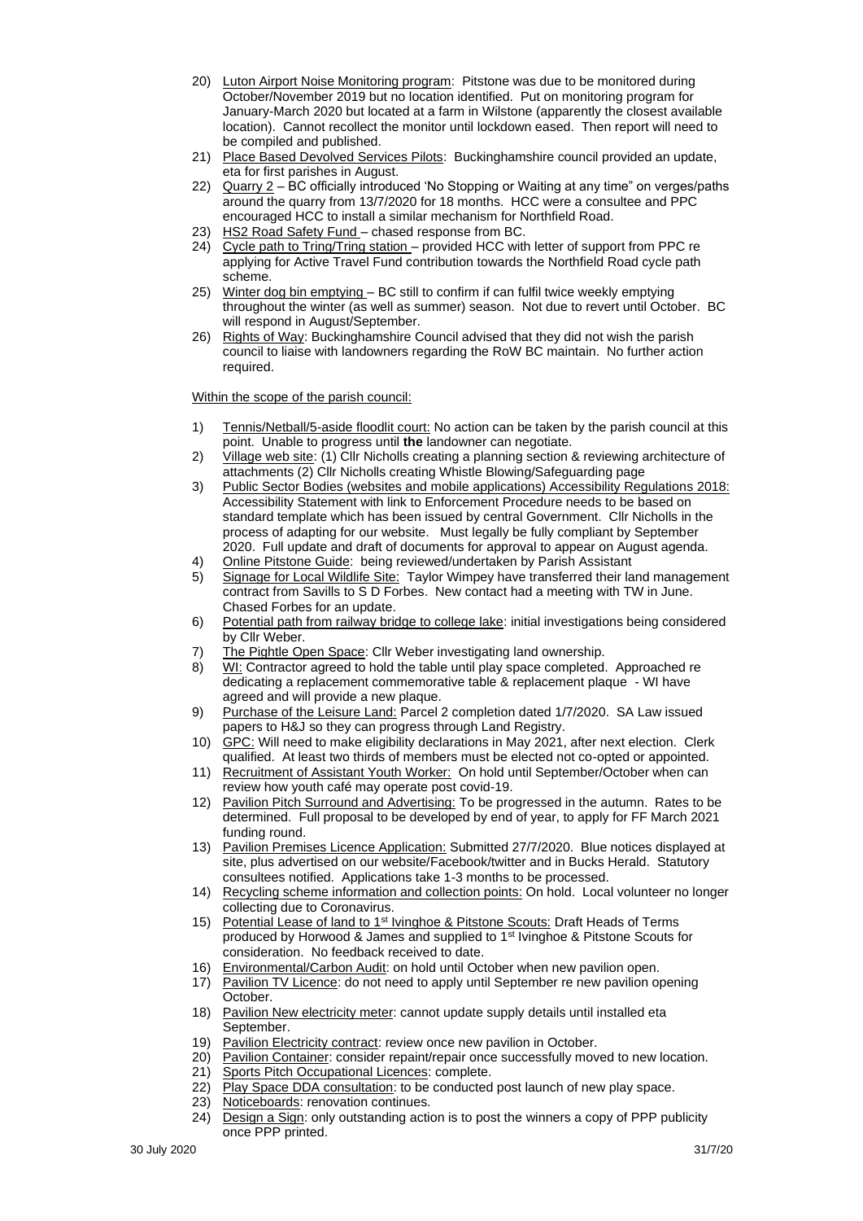20) Luton Airport Noise Monitoring program: Pitstone was due to be monitored during October/November 2019 but no location identified. Put on monitoring program for January-March 2020 but located at a farm in Wilstone (apparently the closest available location). Cannot recollect the monitor until lockdown eased. Then report will need to be compiled and published.
21) Place Based Devolved Services Pilots: Buckinghamshire council provided an update, eta for first parishes in August.
22) Quarry 2 – BC officially introduced 'No Stopping or Waiting at any time" on verges/paths around the quarry from 13/7/2020 for 18 months. HCC were a consultee and PPC encouraged HCC to install a similar mechanism for Northfield Road.
23) HS2 Road Safety Fund – chased response from BC.
24) Cycle path to Tring/Tring station – provided HCC with letter of support from PPC re applying for Active Travel Fund contribution towards the Northfield Road cycle path scheme.
25) Winter dog bin emptying – BC still to confirm if can fulfil twice weekly emptying throughout the winter (as well as summer) season. Not due to revert until October. BC will respond in August/September.
26) Rights of Way: Buckinghamshire Council advised that they did not wish the parish council to liaise with landowners regarding the RoW BC maintain. No further action required.

Within the scope of the parish council:

1) Tennis/Netball/5-aside floodlit court: No action can be taken by the parish council at this point. Unable to progress until **the** landowner can negotiate.
2) Village web site: (1) Cllr Nicholls creating a planning section & reviewing architecture of attachments (2) Cllr Nicholls creating Whistle Blowing/Safeguarding page
3) Public Sector Bodies (websites and mobile applications) Accessibility Regulations 2018: Accessibility Statement with link to Enforcement Procedure needs to be based on standard template which has been issued by central Government. Cllr Nicholls in the process of adapting for our website. Must legally be fully compliant by September 2020. Full update and draft of documents for approval to appear on August agenda.
4) Online Pitstone Guide: being reviewed/undertaken by Parish Assistant
5) Signage for Local Wildlife Site: Taylor Wimpey have transferred their land management contract from Savills to S D Forbes. New contact had a meeting with TW in June. Chased Forbes for an update.
6) Potential path from railway bridge to college lake: initial investigations being considered by Cllr Weber.
7) The Pightle Open Space: Cllr Weber investigating land ownership.
8) WI: Contractor agreed to hold the table until play space completed. Approached re dedicating a replacement commemorative table & replacement plaque - WI have agreed and will provide a new plaque.
9) Purchase of the Leisure Land: Parcel 2 completion dated 1/7/2020. SA Law issued papers to H&J so they can progress through Land Registry.
10) GPC: Will need to make eligibility declarations in May 2021, after next election. Clerk qualified. At least two thirds of members must be elected not co-opted or appointed.
11) Recruitment of Assistant Youth Worker: On hold until September/October when can review how youth café may operate post covid-19.
12) Pavilion Pitch Surround and Advertising: To be progressed in the autumn. Rates to be determined. Full proposal to be developed by end of year, to apply for FF March 2021 funding round.
13) Pavilion Premises Licence Application: Submitted 27/7/2020. Blue notices displayed at site, plus advertised on our website/Facebook/twitter and in Bucks Herald. Statutory consultees notified. Applications take 1-3 months to be processed.
14) Recycling scheme information and collection points: On hold. Local volunteer no longer collecting due to Coronavirus.
15) Potential Lease of land to 1st Ivinghoe & Pitstone Scouts: Draft Heads of Terms produced by Horwood & James and supplied to 1st Ivinghoe & Pitstone Scouts for consideration. No feedback received to date.
16) Environmental/Carbon Audit: on hold until October when new pavilion open.
17) Pavilion TV Licence: do not need to apply until September re new pavilion opening October.
18) Pavilion New electricity meter: cannot update supply details until installed eta September.
19) Pavilion Electricity contract: review once new pavilion in October.
20) Pavilion Container: consider repaint/repair once successfully moved to new location.
21) Sports Pitch Occupational Licences: complete.
22) Play Space DDA consultation: to be conducted post launch of new play space.
23) Noticeboards: renovation continues.
24) Design a Sign: only outstanding action is to post the winners a copy of PPP publicity once PPP printed.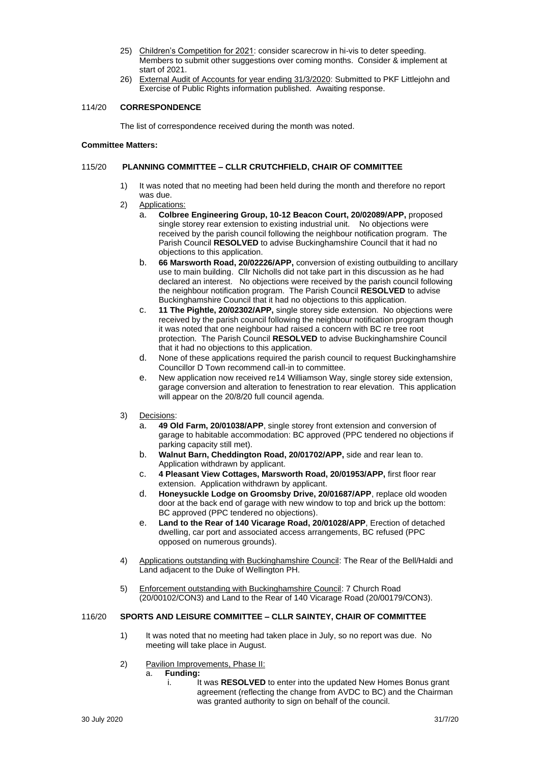25) Children's Competition for 2021: consider scarecrow in hi-vis to deter speeding. Members to submit other suggestions over coming months. Consider & implement at start of 2021.
26) External Audit of Accounts for year ending 31/3/2020: Submitted to PKF Littlejohn and Exercise of Public Rights information published. Awaiting response.

### 114/20 CORRESPONDENCE

The list of correspondence received during the month was noted.

**Committee Matters:**

### 115/20 PLANNING COMMITTEE – CLLR CRUTCHFIELD, CHAIR OF COMMITTEE

1) It was noted that no meeting had been held during the month and therefore no report was due.
2) Applications:
    a. **Colbree Engineering Group, 10-12 Beacon Court, 20/02089/APP,** proposed single storey rear extension to existing industrial unit. No objections were received by the parish council following the neighbour notification program. The Parish Council **RESOLVED** to advise Buckinghamshire Council that it had no objections to this application.
    b. **66 Marsworth Road, 20/02226/APP,** conversion of existing outbuilding to ancillary use to main building. Cllr Nicholls did not take part in this discussion as he had declared an interest. No objections were received by the parish council following the neighbour notification program. The Parish Council **RESOLVED** to advise Buckinghamshire Council that it had no objections to this application.
    c. **11 The Pightle, 20/02302/APP,** single storey side extension. No objections were received by the parish council following the neighbour notification program though it was noted that one neighbour had raised a concern with BC re tree root protection. The Parish Council **RESOLVED** to advise Buckinghamshire Council that it had no objections to this application.
    d. None of these applications required the parish council to request Buckinghamshire Councillor D Town recommend call-in to committee.
    e. New application now received re14 Williamson Way, single storey side extension, garage conversion and alteration to fenestration to rear elevation. This application will appear on the 20/8/20 full council agenda.
3) Decisions:
    a. **49 Old Farm, 20/01038/APP**, single storey front extension and conversion of garage to habitable accommodation: BC approved (PPC tendered no objections if parking capacity still met).
    b. **Walnut Barn, Cheddington Road, 20/01702/APP,** side and rear lean to. Application withdrawn by applicant.
    c. **4 Pleasant View Cottages, Marsworth Road, 20/01953/APP,** first floor rear extension. Application withdrawn by applicant.
    d. **Honeysuckle Lodge on Groomsby Drive, 20/01687/APP**, replace old wooden door at the back end of garage with new window to top and brick up the bottom: BC approved (PPC tendered no objections).
    e. **Land to the Rear of 140 Vicarage Road, 20/01028/APP**, Erection of detached dwelling, car port and associated access arrangements, BC refused (PPC opposed on numerous grounds).
4) Applications outstanding with Buckinghamshire Council: The Rear of the Bell/Haldi and Land adjacent to the Duke of Wellington PH.
5) Enforcement outstanding with Buckinghamshire Council: 7 Church Road (20/00102/CON3) and Land to the Rear of 140 Vicarage Road (20/00179/CON3).

### 116/20 SPORTS AND LEISURE COMMITTEE – CLLR SAINTEY, CHAIR OF COMMITTEE

1) It was noted that no meeting had taken place in July, so no report was due. No meeting will take place in August.
2) Pavilion Improvements, Phase II:
    a. **Funding:**
        i. It was **RESOLVED** to enter into the updated New Homes Bonus grant agreement (reflecting the change from AVDC to BC) and the Chairman was granted authority to sign on behalf of the council.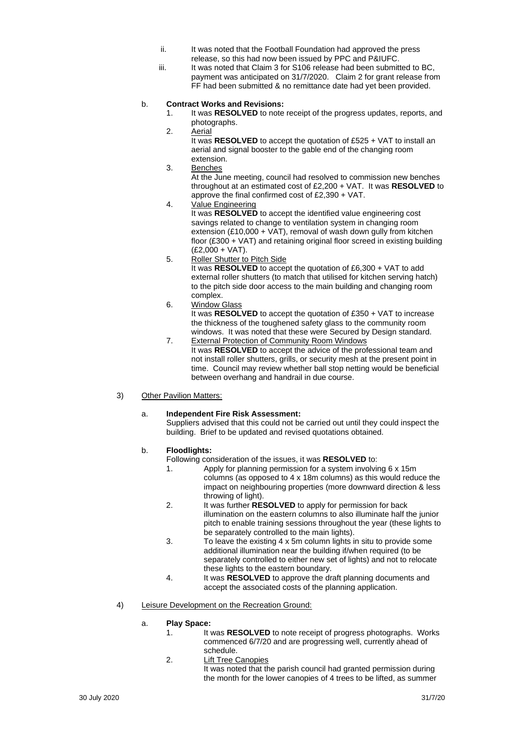ii. It was noted that the Football Foundation had approved the press release, so this had now been issued by PPC and P&IUFC.

   iii. It was noted that Claim 3 for S106 release had been submitted to BC, payment was anticipated on 31/7/2020. Claim 2 for grant release from FF had been submitted & no remittance date had yet been provided.

b. **Contract Works and Revisions:**

   1. It was **RESOLVED** to note receipt of the progress updates, reports, and photographs.

   2. Aerial
      It was **RESOLVED** to accept the quotation of £525 + VAT to install an aerial and signal booster to the gable end of the changing room extension.

   3. Benches
      At the June meeting, council had resolved to commission new benches throughout at an estimated cost of £2,200 + VAT. It was **RESOLVED** to approve the final confirmed cost of £2,390 + VAT.

   4. Value Engineering
      It was **RESOLVED** to accept the identified value engineering cost savings related to change to ventilation system in changing room extension (£10,000 + VAT), removal of wash down gully from kitchen floor (£300 + VAT) and retaining original floor screed in existing building (£2,000 + VAT).

   5. Roller Shutter to Pitch Side
      It was **RESOLVED** to accept the quotation of £6,300 + VAT to add external roller shutters (to match that utilised for kitchen serving hatch) to the pitch side door access to the main building and changing room complex.

   6. Window Glass
      It was **RESOLVED** to accept the quotation of £350 + VAT to increase the thickness of the toughened safety glass to the community room windows. It was noted that these were Secured by Design standard.

   7. External Protection of Community Room Windows
      It was **RESOLVED** to accept the advice of the professional team and not install roller shutters, grills, or security mesh at the present point in time. Council may review whether ball stop netting would be beneficial between overhang and handrail in due course.

3) Other Pavilion Matters:

a. **Independent Fire Risk Assessment:**
   Suppliers advised that this could not be carried out until they could inspect the building. Brief to be updated and revised quotations obtained.

b. **Floodlights:**
   Following consideration of the issues, it was **RESOLVED** to:

   1. Apply for planning permission for a system involving 6 x 15m columns (as opposed to 4 x 18m columns) as this would reduce the impact on neighbouring properties (more downward direction & less throwing of light).

   2. It was further **RESOLVED** to apply for permission for back illumination on the eastern columns to also illuminate half the junior pitch to enable training sessions throughout the year (these lights to be separately controlled to the main lights).

   3. To leave the existing 4 x 5m column lights in situ to provide some additional illumination near the building if/when required (to be separately controlled to either new set of lights) and not to relocate these lights to the eastern boundary.

   4. It was **RESOLVED** to approve the draft planning documents and accept the associated costs of the planning application.

4) Leisure Development on the Recreation Ground:

a. **Play Space:**

   1. It was **RESOLVED** to note receipt of progress photographs. Works commenced 6/7/20 and are progressing well, currently ahead of schedule.

   2. Lift Tree Canopies
      It was noted that the parish council had granted permission during the month for the lower canopies of 4 trees to be lifted, as summer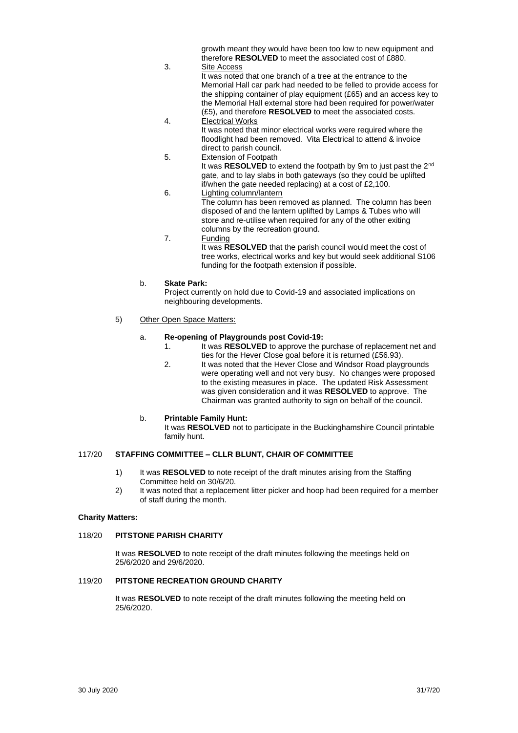growth meant they would have been too low to new equipment and therefore **RESOLVED** to meet the associated cost of £880.

3. Site Access
   It was noted that one branch of a tree at the entrance to the Memorial Hall car park had needed to be felled to provide access for the shipping container of play equipment (£65) and an access key to the Memorial Hall external store had been required for power/water (£5), and therefore **RESOLVED** to meet the associated costs.
4. Electrical Works
   It was noted that minor electrical works were required where the floodlight had been removed. Vita Electrical to attend & invoice direct to parish council.
5. Extension of Footpath
   It was **RESOLVED** to extend the footpath by 9m to just past the 2nd gate, and to lay slabs in both gateways (so they could be uplifted if/when the gate needed replacing) at a cost of £2,100.
6. Lighting column/lantern
   The column has been removed as planned. The column has been disposed of and the lantern uplifted by Lamps & Tubes who will store and re-utilise when required for any of the other exiting columns by the recreation ground.
7. Funding
   It was **RESOLVED** that the parish council would meet the cost of tree works, electrical works and key but would seek additional S106 funding for the footpath extension if possible.

b. **Skate Park:**
   Project currently on hold due to Covid-19 and associated implications on neighbouring developments.

5) Other Open Space Matters:

a. **Re-opening of Playgrounds post Covid-19:**
   1. It was **RESOLVED** to approve the purchase of replacement net and ties for the Hever Close goal before it is returned (£56.93).
   2. It was noted that the Hever Close and Windsor Road playgrounds were operating well and not very busy. No changes were proposed to the existing measures in place. The updated Risk Assessment was given consideration and it was **RESOLVED** to approve. The Chairman was granted authority to sign on behalf of the council.

b. **Printable Family Hunt:**
   It was **RESOLVED** not to participate in the Buckinghamshire Council printable family hunt.

117/20 **STAFFING COMMITTEE – CLLR BLUNT, CHAIR OF COMMITTEE**

1) It was **RESOLVED** to note receipt of the draft minutes arising from the Staffing Committee held on 30/6/20.
2) It was noted that a replacement litter picker and hoop had been required for a member of staff during the month.

**Charity Matters:**

118/20 **PITSTONE PARISH CHARITY**

It was **RESOLVED** to note receipt of the draft minutes following the meetings held on 25/6/2020 and 29/6/2020.

119/20 **PITSTONE RECREATION GROUND CHARITY**

It was **RESOLVED** to note receipt of the draft minutes following the meeting held on 25/6/2020.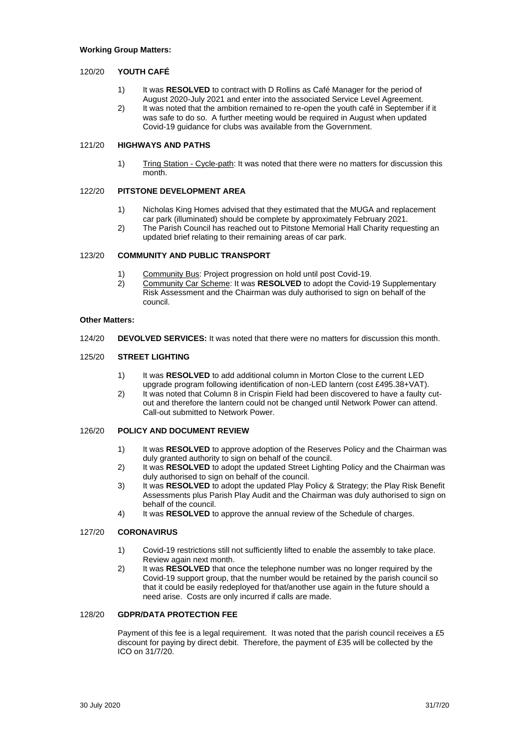**Working Group Matters:**

120/20 **YOUTH CAFÉ**

1) It was **RESOLVED** to contract with D Rollins as Café Manager for the period of August 2020-July 2021 and enter into the associated Service Level Agreement.
2) It was noted that the ambition remained to re-open the youth café in September if it was safe to do so. A further meeting would be required in August when updated Covid-19 guidance for clubs was available from the Government.

121/20 **HIGHWAYS AND PATHS**

1) Tring Station - Cycle-path: It was noted that there were no matters for discussion this month.

122/20 **PITSTONE DEVELOPMENT AREA**

1) Nicholas King Homes advised that they estimated that the MUGA and replacement car park (illuminated) should be complete by approximately February 2021.
2) The Parish Council has reached out to Pitstone Memorial Hall Charity requesting an updated brief relating to their remaining areas of car park.

123/20 **COMMUNITY AND PUBLIC TRANSPORT**

1) Community Bus: Project progression on hold until post Covid-19.
2) Community Car Scheme: It was **RESOLVED** to adopt the Covid-19 Supplementary Risk Assessment and the Chairman was duly authorised to sign on behalf of the council.

**Other Matters:**

124/20 **DEVOLVED SERVICES:** It was noted that there were no matters for discussion this month.

125/20 **STREET LIGHTING**

1) It was **RESOLVED** to add additional column in Morton Close to the current LED upgrade program following identification of non-LED lantern (cost £495.38+VAT).
2) It was noted that Column 8 in Crispin Field had been discovered to have a faulty cut-out and therefore the lantern could not be changed until Network Power can attend. Call-out submitted to Network Power.

126/20 **POLICY AND DOCUMENT REVIEW**

1) It was **RESOLVED** to approve adoption of the Reserves Policy and the Chairman was duly granted authority to sign on behalf of the council.
2) It was **RESOLVED** to adopt the updated Street Lighting Policy and the Chairman was duly authorised to sign on behalf of the council.
3) It was **RESOLVED** to adopt the updated Play Policy & Strategy; the Play Risk Benefit Assessments plus Parish Play Audit and the Chairman was duly authorised to sign on behalf of the council.
4) It was **RESOLVED** to approve the annual review of the Schedule of charges.

127/20 **CORONAVIRUS**

1) Covid-19 restrictions still not sufficiently lifted to enable the assembly to take place. Review again next month.
2) It was **RESOLVED** that once the telephone number was no longer required by the Covid-19 support group, that the number would be retained by the parish council so that it could be easily redeployed for that/another use again in the future should a need arise. Costs are only incurred if calls are made.

128/20 **GDPR/DATA PROTECTION FEE**

Payment of this fee is a legal requirement. It was noted that the parish council receives a £5 discount for paying by direct debit. Therefore, the payment of £35 will be collected by the ICO on 31/7/20.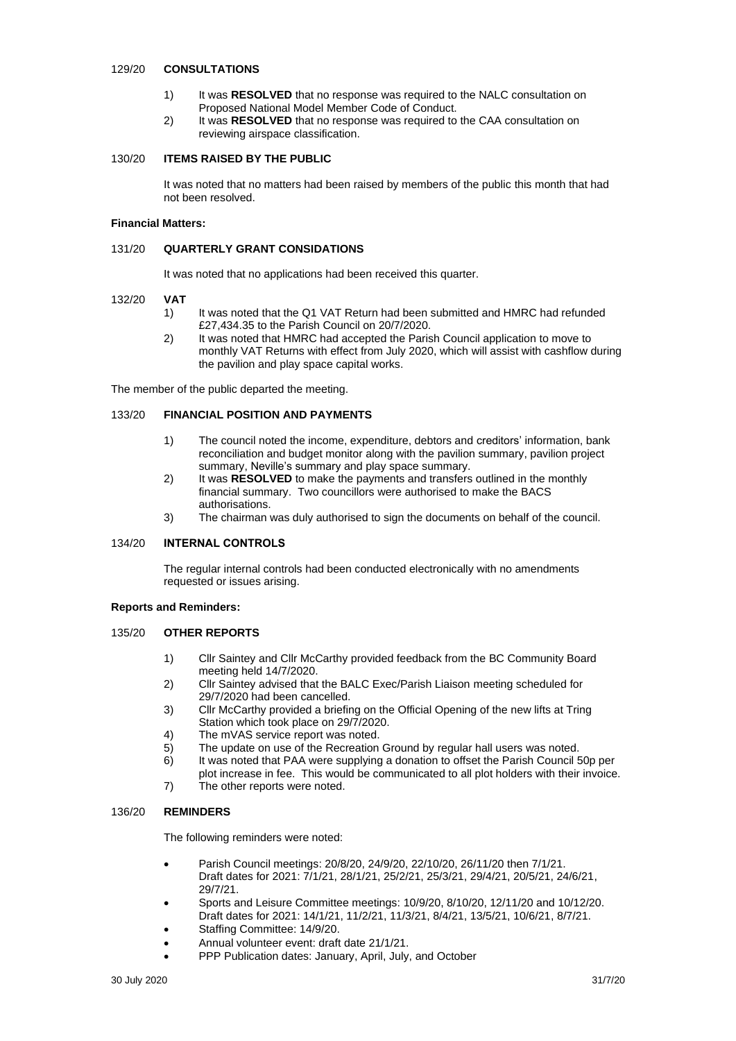### 129/20 CONSULTATIONS

1) It was **RESOLVED** that no response was required to the NALC consultation on Proposed National Model Member Code of Conduct.
2) It was **RESOLVED** that no response was required to the CAA consultation on reviewing airspace classification.

### 130/20 ITEMS RAISED BY THE PUBLIC

It was noted that no matters had been raised by members of the public this month that had not been resolved.

**Financial Matters:**

### 131/20 QUARTERLY GRANT CONSIDATIONS

It was noted that no applications had been received this quarter.

### 132/20 VAT

1) It was noted that the Q1 VAT Return had been submitted and HMRC had refunded £27,434.35 to the Parish Council on 20/7/2020.
2) It was noted that HMRC had accepted the Parish Council application to move to monthly VAT Returns with effect from July 2020, which will assist with cashflow during the pavilion and play space capital works.

The member of the public departed the meeting.

### 133/20 FINANCIAL POSITION AND PAYMENTS

1) The council noted the income, expenditure, debtors and creditors' information, bank reconciliation and budget monitor along with the pavilion summary, pavilion project summary, Neville's summary and play space summary.
2) It was **RESOLVED** to make the payments and transfers outlined in the monthly financial summary. Two councillors were authorised to make the BACS authorisations.
3) The chairman was duly authorised to sign the documents on behalf of the council.

### 134/20 INTERNAL CONTROLS

The regular internal controls had been conducted electronically with no amendments requested or issues arising.

**Reports and Reminders:**

### 135/20 OTHER REPORTS

1) Cllr Saintey and Cllr McCarthy provided feedback from the BC Community Board meeting held 14/7/2020.
2) Cllr Saintey advised that the BALC Exec/Parish Liaison meeting scheduled for 29/7/2020 had been cancelled.
3) Cllr McCarthy provided a briefing on the Official Opening of the new lifts at Tring Station which took place on 29/7/2020.
4) The mVAS service report was noted.
5) The update on use of the Recreation Ground by regular hall users was noted.
6) It was noted that PAA were supplying a donation to offset the Parish Council 50p per plot increase in fee. This would be communicated to all plot holders with their invoice.
7) The other reports were noted.

### 136/20 REMINDERS

The following reminders were noted:

- Parish Council meetings: 20/8/20, 24/9/20, 22/10/20, 26/11/20 then 7/1/21. Draft dates for 2021: 7/1/21, 28/1/21, 25/2/21, 25/3/21, 29/4/21, 20/5/21, 24/6/21, 29/7/21.
- Sports and Leisure Committee meetings: 10/9/20, 8/10/20, 12/11/20 and 10/12/20. Draft dates for 2021: 14/1/21, 11/2/21, 11/3/21, 8/4/21, 13/5/21, 10/6/21, 8/7/21.
- Staffing Committee: 14/9/20.
- Annual volunteer event: draft date 21/1/21.
- PPP Publication dates: January, April, July, and October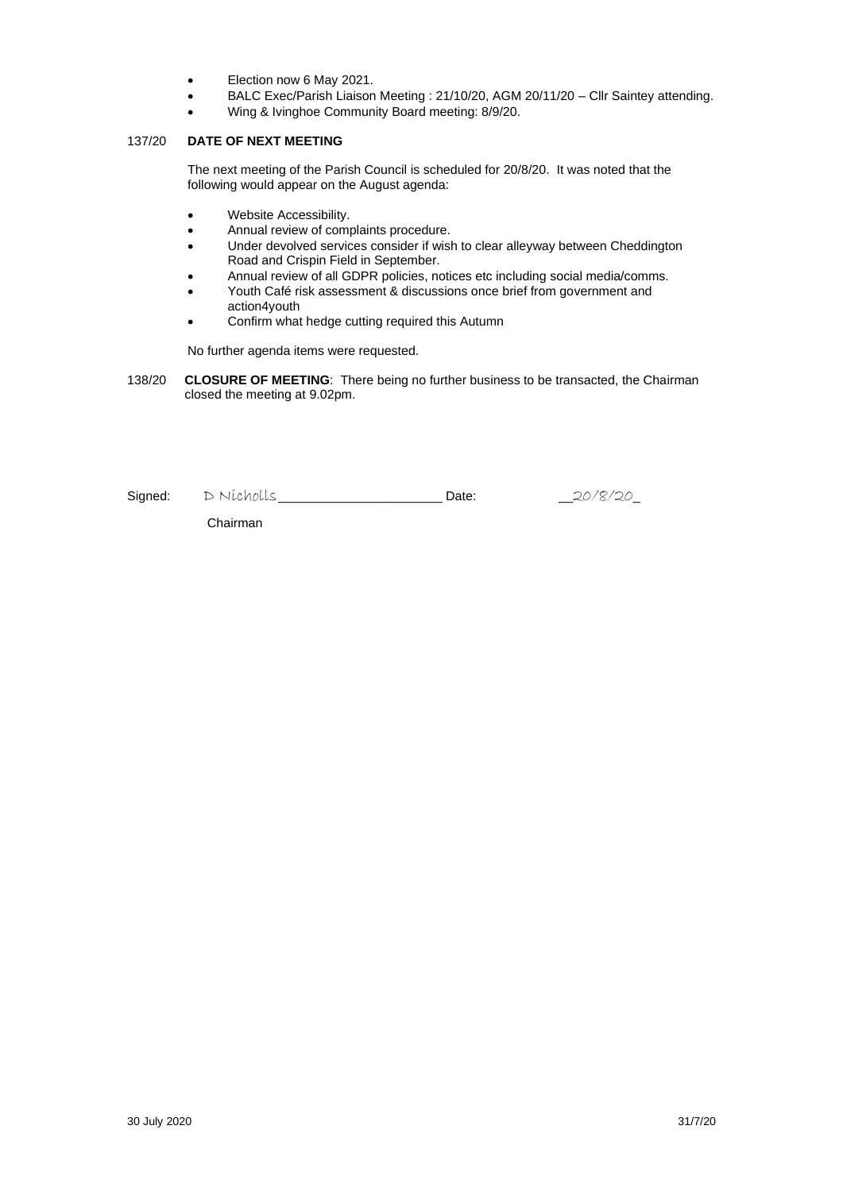- Election now 6 May 2021.
- BALC Exec/Parish Liaison Meeting : 21/10/20, AGM 20/11/20 – Cllr Saintey attending.
- Wing & Ivinghoe Community Board meeting: 8/9/20.

137/20 **DATE OF NEXT MEETING**

The next meeting of the Parish Council is scheduled for 20/8/20. It was noted that the following would appear on the August agenda:

- Website Accessibility.
- Annual review of complaints procedure.
- Under devolved services consider if wish to clear alleyway between Cheddington Road and Crispin Field in September.
- Annual review of all GDPR policies, notices etc including social media/comms.
- Youth Café risk assessment & discussions once brief from government and action4youth
- Confirm what hedge cutting required this Autumn

No further agenda items were requested.

138/20 **CLOSURE OF MEETING**: There being no further business to be transacted, the Chairman closed the meeting at 9.02pm.

Signed: D Nicholls\_\_\_\_\_\_\_\_\_\_\_\_\_\_\_\_\_\_\_\_\_\_ Date: \_\_20/8/20\_

Chairman

30 July 2020 31/7/20